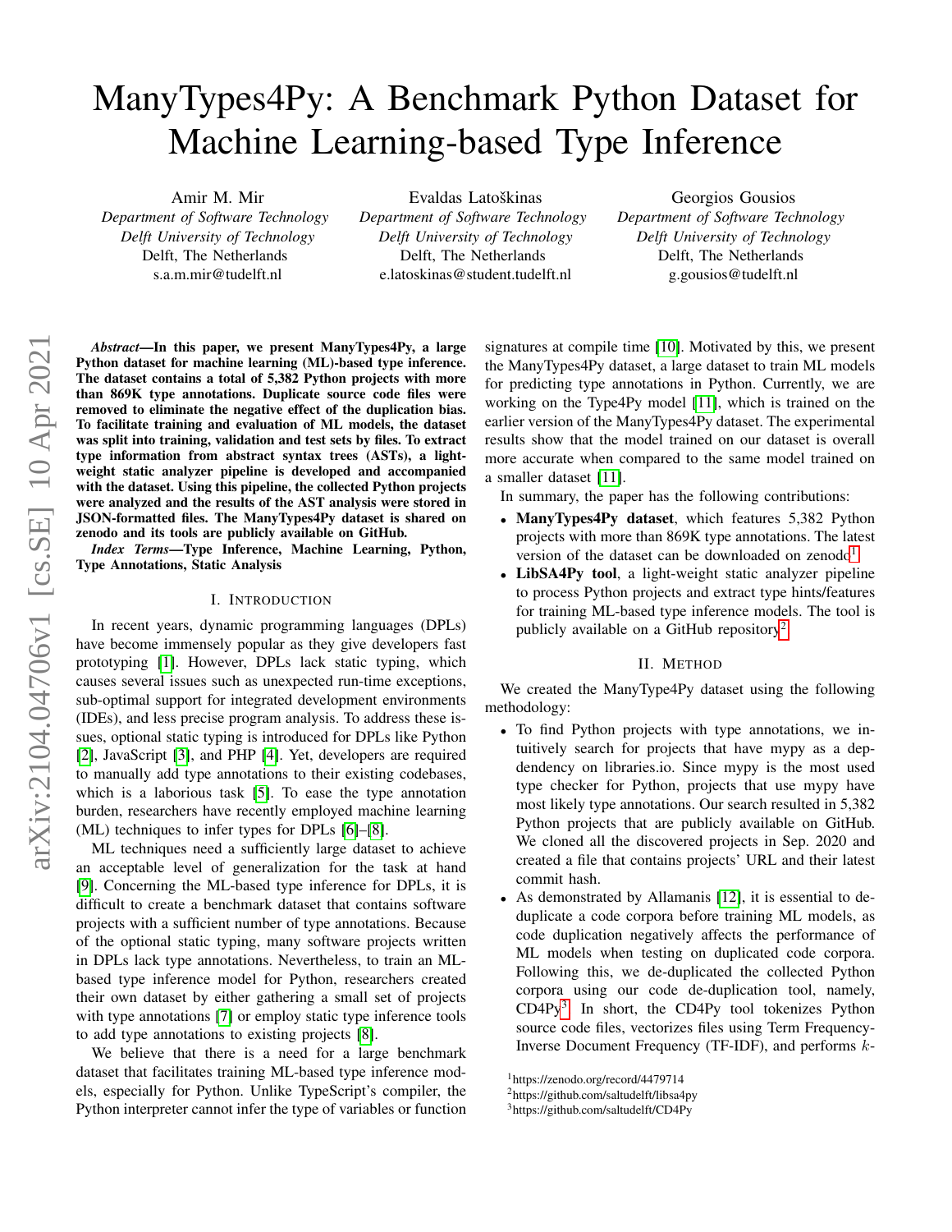# ManyTypes4Py: A Benchmark Python Dataset for Machine Learning-based Type Inference

Amir M. Mir
*Department of Software Technology*
*Delft University of Technology*
Delft, The Netherlands
s.a.m.mir@tudelft.nl

Evaldas Latoškinas
*Department of Software Technology*
*Delft University of Technology*
Delft, The Netherlands
e.latoskinas@student.tudelft.nl

Georgios Gousios
*Department of Software Technology*
*Delft University of Technology*
Delft, The Netherlands
g.gousios@tudelft.nl

***Abstract*—In this paper, we present ManyTypes4Py, a large Python dataset for machine learning (ML)-based type inference. The dataset contains a total of 5,382 Python projects with more than 869K type annotations. Duplicate source code files were removed to eliminate the negative effect of the duplication bias. To facilitate training and evaluation of ML models, the dataset was split into training, validation and test sets by files. To extract type information from abstract syntax trees (ASTs), a light-weight static analyzer pipeline is developed and accompanied with the dataset. Using this pipeline, the collected Python projects were analyzed and the results of the AST analysis were stored in JSON-formatted files. The ManyTypes4Py dataset is shared on zenodo and its tools are publicly available on GitHub.**

***Index Terms*—Type Inference, Machine Learning, Python, Type Annotations, Static Analysis**

## I. Introduction

In recent years, dynamic programming languages (DPLs) have become immensely popular as they give developers fast prototyping [1]. However, DPLs lack static typing, which causes several issues such as unexpected run-time exceptions, sub-optimal support for integrated development environments (IDEs), and less precise program analysis. To address these issues, optional static typing is introduced for DPLs like Python [2], JavaScript [3], and PHP [4]. Yet, developers are required to manually add type annotations to their existing codebases, which is a laborious task [5]. To ease the type annotation burden, researchers have recently employed machine learning (ML) techniques to infer types for DPLs [6]–[8].

ML techniques need a sufficiently large dataset to achieve an acceptable level of generalization for the task at hand [9]. Concerning the ML-based type inference for DPLs, it is difficult to create a benchmark dataset that contains software projects with a sufficient number of type annotations. Because of the optional static typing, many software projects written in DPLs lack type annotations. Nevertheless, to train an ML-based type inference model for Python, researchers created their own dataset by either gathering a small set of projects with type annotations [7] or employ static type inference tools to add type annotations to existing projects [8].

We believe that there is a need for a large benchmark dataset that facilitates training ML-based type inference models, especially for Python. Unlike TypeScript's compiler, the Python interpreter cannot infer the type of variables or function signatures at compile time [10]. Motivated by this, we present the ManyTypes4Py dataset, a large dataset to train ML models for predicting type annotations in Python. Currently, we are working on the Type4Py model [11], which is trained on the earlier version of the ManyTypes4Py dataset. The experimental results show that the model trained on our dataset is overall more accurate when compared to the same model trained on a smaller dataset [11].

In summary, the paper has the following contributions:

- **ManyTypes4Py dataset**, which features 5,382 Python projects with more than 869K type annotations. The latest version of the dataset can be downloaded on zenodo[1].
- **LibSA4Py tool**, a light-weight static analyzer pipeline to process Python projects and extract type hints/features for training ML-based type inference models. The tool is publicly available on a GitHub repository[2].

## II. Method

We created the ManyType4Py dataset using the following methodology:

- To find Python projects with type annotations, we intuitively search for projects that have mypy as a dependency on libraries.io. Since mypy is the most used type checker for Python, projects that use mypy have most likely type annotations. Our search resulted in 5,382 Python projects that are publicly available on GitHub. We cloned all the discovered projects in Sep. 2020 and created a file that contains projects' URL and their latest commit hash.
- As demonstrated by Allamanis [12], it is essential to de-duplicate a code corpora before training ML models, as code duplication negatively affects the performance of ML models when testing on duplicated code corpora. Following this, we de-duplicated the collected Python corpora using our code de-duplication tool, namely, CD4Py[3]. In short, the CD4Py tool tokenizes Python source code files, vectorizes files using Term Frequency-Inverse Document Frequency (TF-IDF), and performs $k$-

[1] https://zenodo.org/record/4479714

[2] https://github.com/saltudelft/libsa4py

[3] https://github.com/saltudelft/CD4Py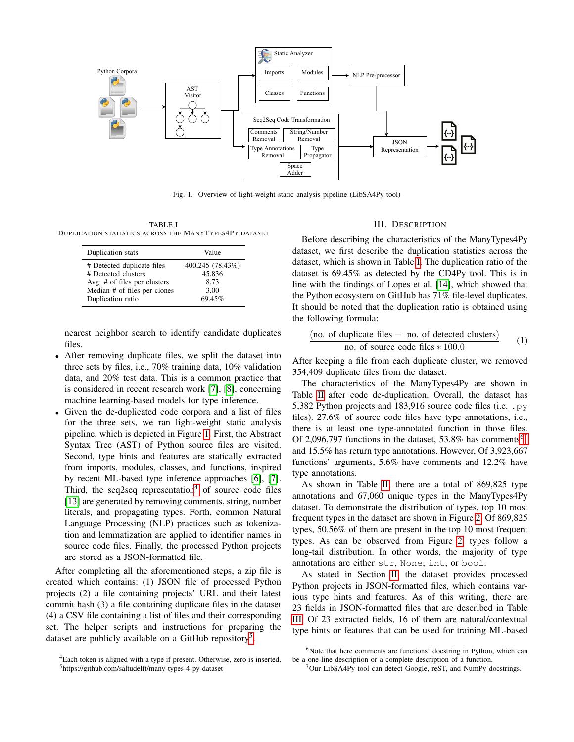Fig. 1. Overview of light-weight static analysis pipeline (LibSA4Py tool)

TABLE I
DUPLICATION STATISTICS ACROSS THE MANYTYPES4PY DATASET

| Duplication stats | Value |
|---|---|
| # Detected duplicate files | 400,245 (78.43%) |
| # Detected clusters | 45,836 |
| Avg. # of files per clusters | 8.73 |
| Median # of files per clones | 3.00 |
| Duplication ratio | 69.45% |

nearest neighbor search to identify candidate duplicates files.

- After removing duplicate files, we split the dataset into three sets by files, i.e., 70% training data, 10% validation data, and 20% test data. This is a common practice that is considered in recent research work [7], [8], concerning machine learning-based models for type inference.
- Given the de-duplicated code corpora and a list of files for the three sets, we ran light-weight static analysis pipeline, which is depicted in Figure 1. First, the Abstract Syntax Tree (AST) of Python source files are visited. Second, type hints and features are statically extracted from imports, modules, classes, and functions, inspired by recent ML-based type inference approaches [6], [7]. Third, the seq2seq representation[4] of source code files [13] are generated by removing comments, string, number literals, and propagating types. Forth, common Natural Language Processing (NLP) practices such as tokenization and lemmatization are applied to identifier names in source code files. Finally, the processed Python projects are stored as a JSON-formatted file.

After completing all the aforementioned steps, a zip file is created which contains: (1) JSON file of processed Python projects (2) a file containing projects' URL and their latest commit hash (3) a file containing duplicate files in the dataset (4) a CSV file containing a list of files and their corresponding set. The helper scripts and instructions for preparing the dataset are publicly available on a GitHub repository[5].

[4]Each token is aligned with a type if present. Otherwise, zero is inserted.

[5]https://github.com/saltudelft/many-types-4-py-dataset

## III. DESCRIPTION

Before describing the characteristics of the ManyTypes4Py dataset, we first describe the duplication statistics across the dataset, which is shown in Table I. The duplication ratio of the dataset is 69.45% as detected by the CD4Py tool. This is in line with the findings of Lopes et al. [14], which showed that the Python ecosystem on GitHub has 71% file-level duplicates. It should be noted that the duplication ratio is obtained using the following formula:

$$\frac{(\text{no. of duplicate files} - \text{ no. of detected clusters})}{\text{no. of source code files} * 100.0} \quad (1)$$

After keeping a file from each duplicate cluster, we removed 354,409 duplicate files from the dataset.

The characteristics of the ManyTypes4Py are shown in Table II after code de-duplication. Overall, the dataset has 5,382 Python projects and 183,916 source code files (i.e. `.py` files). 27.6% of source code files have type annotations, i.e., there is at least one type-annotated function in those files. Of 2,096,797 functions in the dataset, 53.8% has comments[6][7] and 15.5% has return type annotations. However, Of 3,923,667 functions' arguments, 5.6% have comments and 12.2% have type annotations.

As shown in Table II, there are a total of 869,825 type annotations and 67,060 unique types in the ManyTypes4Py dataset. To demonstrate the distribution of types, top 10 most frequent types in the dataset are shown in Figure 2. Of 869,825 types, 50.56% of them are present in the top 10 most frequent types. As can be observed from Figure 2, types follow a long-tail distribution. In other words, the majority of type annotations are either `str`, `None`, `int`, or `bool`.

As stated in Section II, the dataset provides processed Python projects in JSON-formatted files, which contains various type hints and features. As of this writing, there are 23 fields in JSON-formatted files that are described in Table III. Of 23 extracted fields, 16 of them are natural/contextual type hints or features that can be used for training ML-based

[6]Note that here comments are functions' docstring in Python, which can be a one-line description or a complete description of a function.

[7]Our LibSA4Py tool can detect Google, reST, and NumPy docstrings.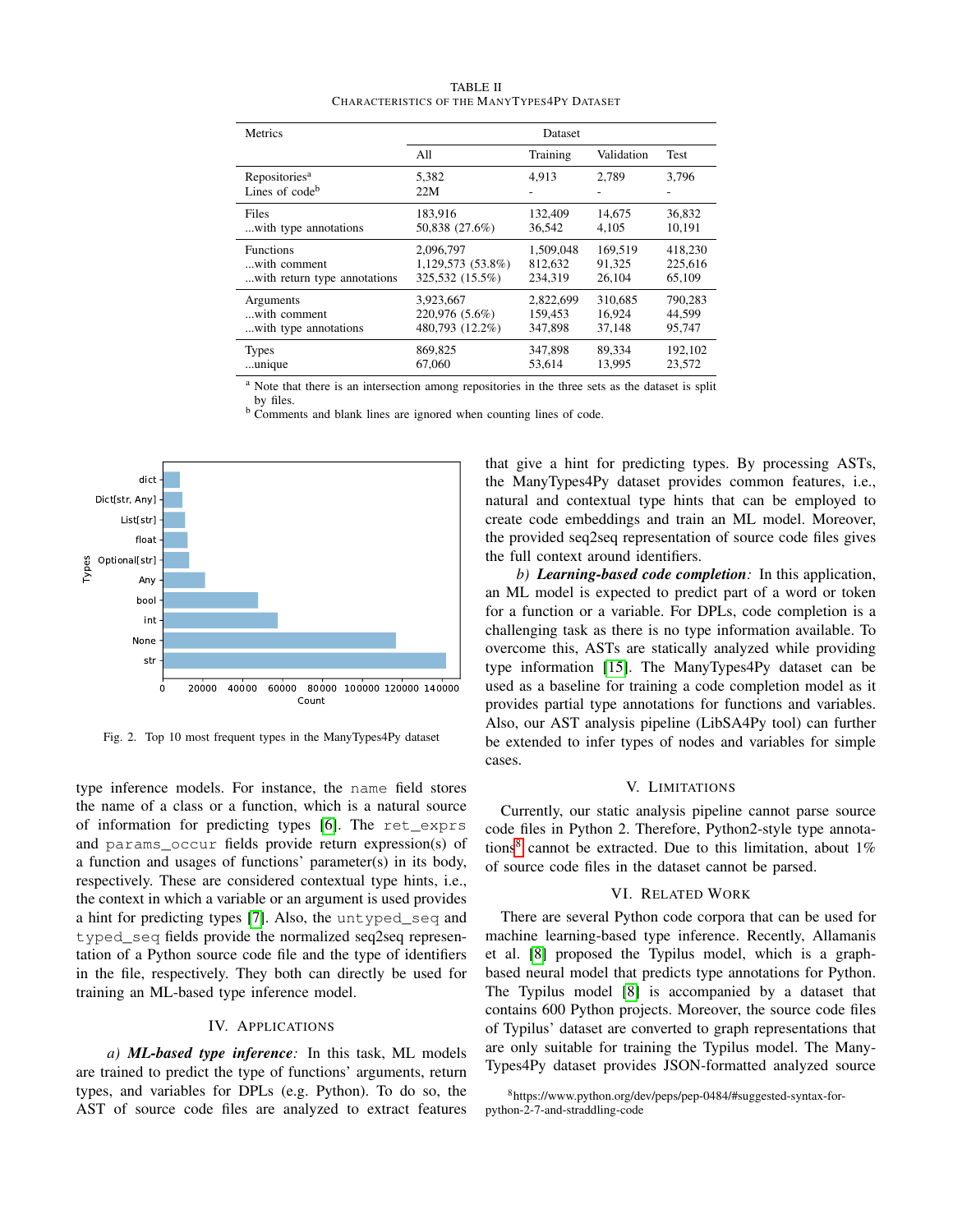TABLE II
CHARACTERISTICS OF THE MANYTYPES4PY DATASET

| Metrics | Dataset | | | |
|---|---|---|---|---|
| | All | Training | Validation | Test |
| Repositories[a] | 5,382 | 4,913 | 2,789 | 3,796 |
| Lines of code[b] | 22M | - | - | - |
| Files | 183,916 | 132,409 | 14,675 | 36,832 |
| ...with type annotations | 50,838 (27.6%) | 36,542 | 4,105 | 10,191 |
| Functions | 2,096,797 | 1,509,048 | 169,519 | 418,230 |
| ...with comment | 1,129,573 (53.8%) | 812,632 | 91,325 | 225,616 |
| ...with return type annotations | 325,532 (15.5%) | 234,319 | 26,104 | 65,109 |
| Arguments | 3,923,667 | 2,822,699 | 310,685 | 790,283 |
| ...with comment | 220,976 (5.6%) | 159,453 | 16,924 | 44,599 |
| ...with type annotations | 480,793 (12.2%) | 347,898 | 37,148 | 95,747 |
| Types | 869,825 | 347,898 | 89,334 | 192,102 |
| ...unique | 67,060 | 53,614 | 13,995 | 23,572 |

[a] Note that there is an intersection among repositories in the three sets as the dataset is split by files.
[b] Comments and blank lines are ignored when counting lines of code.

Fig. 2. Top 10 most frequent types in the ManyTypes4Py dataset

type inference models. For instance, the `name` field stores the name of a class or a function, which is a natural source of information for predicting types [6]. The `ret_exprs` and `params_occur` fields provide return expression(s) of a function and usages of functions' parameter(s) in its body, respectively. These are considered contextual type hints, i.e., the context in which a variable or an argument is used provides a hint for predicting types [7]. Also, the `untyped_seq` and `typed_seq` fields provide the normalized seq2seq representation of a Python source code file and the type of identifiers in the file, respectively. They both can directly be used for training an ML-based type inference model.

## IV. APPLICATIONS

*a) **ML-based type inference**:* In this task, ML models are trained to predict the type of functions' arguments, return types, and variables for DPLs (e.g. Python). To do so, the AST of source code files are analyzed to extract features that give a hint for predicting types. By processing ASTs, the ManyTypes4Py dataset provides common features, i.e., natural and contextual type hints that can be employed to create code embeddings and train an ML model. Moreover, the provided seq2seq representation of source code files gives the full context around identifiers.

*b) **Learning-based code completion**:* In this application, an ML model is expected to predict part of a word or token for a function or a variable. For DPLs, code completion is a challenging task as there is no type information available. To overcome this, ASTs are statically analyzed while providing type information [15]. The ManyTypes4Py dataset can be used as a baseline for training a code completion model as it provides partial type annotations for functions and variables. Also, our AST analysis pipeline (LibSA4Py tool) can further be extended to infer types of nodes and variables for simple cases.

## V. LIMITATIONS

Currently, our static analysis pipeline cannot parse source code files in Python 2. Therefore, Python2-style type annotations[8] cannot be extracted. Due to this limitation, about 1% of source code files in the dataset cannot be parsed.

## VI. RELATED WORK

There are several Python code corpora that can be used for machine learning-based type inference. Recently, Allamanis et al. [8] proposed the Typilus model, which is a graph-based neural model that predicts type annotations for Python. The Typilus model [8] is accompanied by a dataset that contains 600 Python projects. Moreover, the source code files of Typilus' dataset are converted to graph representations that are only suitable for training the Typilus model. The ManyTypes4Py dataset provides JSON-formatted analyzed source

[8]https://www.python.org/dev/peps/pep-0484/#suggested-syntax-for-python-2-7-and-straddling-code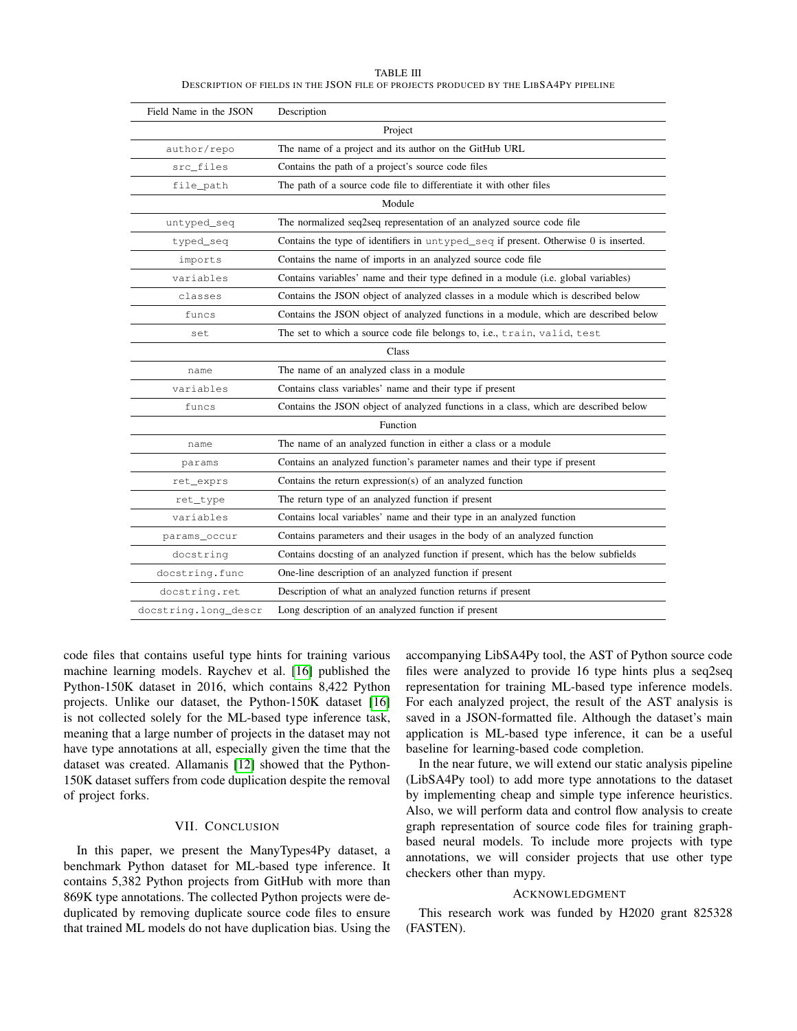TABLE III
DESCRIPTION OF FIELDS IN THE JSON FILE OF PROJECTS PRODUCED BY THE LIBSA4PY PIPELINE

| Field Name in the JSON | Description |
|---|---|
| | Project |
| `author/repo` | The name of a project and its author on the GitHub URL |
| `src_files` | Contains the path of a project's source code files |
| `file_path` | The path of a source code file to differentiate it with other files |
| | Module |
| `untyped_seq` | The normalized seq2seq representation of an analyzed source code file |
| `typed_seq` | Contains the type of identifiers in `untyped_seq` if present. Otherwise 0 is inserted. |
| `imports` | Contains the name of imports in an analyzed source code file |
| `variables` | Contains variables' name and their type defined in a module (i.e. global variables) |
| `classes` | Contains the JSON object of analyzed classes in a module which is described below |
| `funcs` | Contains the JSON object of analyzed functions in a module, which are described below |
| `set` | The set to which a source code file belongs to, i.e., `train`, `valid`, `test` |
| | Class |
| `name` | The name of an analyzed class in a module |
| `variables` | Contains class variables' name and their type if present |
| `funcs` | Contains the JSON object of analyzed functions in a class, which are described below |
| | Function |
| `name` | The name of an analyzed function in either a class or a module |
| `params` | Contains an analyzed function's parameter names and their type if present |
| `ret_exprs` | Contains the return expression(s) of an analyzed function |
| `ret_type` | The return type of an analyzed function if present |
| `variables` | Contains local variables' name and their type in an analyzed function |
| `params_occur` | Contains parameters and their usages in the body of an analyzed function |
| `docstring` | Contains docsting of an analyzed function if present, which has the below subfields |
| `docstring.func` | One-line description of an analyzed function if present |
| `docstring.ret` | Description of what an analyzed function returns if present |
| `docstring.long_descr` | Long description of an analyzed function if present |

code files that contains useful type hints for training various machine learning models. Raychev et al. [16] published the Python-150K dataset in 2016, which contains 8,422 Python projects. Unlike our dataset, the Python-150K dataset [16] is not collected solely for the ML-based type inference task, meaning that a large number of projects in the dataset may not have type annotations at all, especially given the time that the dataset was created. Allamanis [12] showed that the Python-150K dataset suffers from code duplication despite the removal of project forks.

## VII. CONCLUSION

In this paper, we present the ManyTypes4Py dataset, a benchmark Python dataset for ML-based type inference. It contains 5,382 Python projects from GitHub with more than 869K type annotations. The collected Python projects were de-duplicated by removing duplicate source code files to ensure that trained ML models do not have duplication bias. Using the accompanying LibSA4Py tool, the AST of Python source code files were analyzed to provide 16 type hints plus a seq2seq representation for training ML-based type inference models. For each analyzed project, the result of the AST analysis is saved in a JSON-formatted file. Although the dataset's main application is ML-based type inference, it can be a useful baseline for learning-based code completion.

In the near future, we will extend our static analysis pipeline (LibSA4Py tool) to add more type annotations to the dataset by implementing cheap and simple type inference heuristics. Also, we will perform data and control flow analysis to create graph representation of source code files for training graph-based neural models. To include more projects with type annotations, we will consider projects that use other type checkers other than mypy.

## ACKNOWLEDGMENT

This research work was funded by H2020 grant 825328 (FASTEN).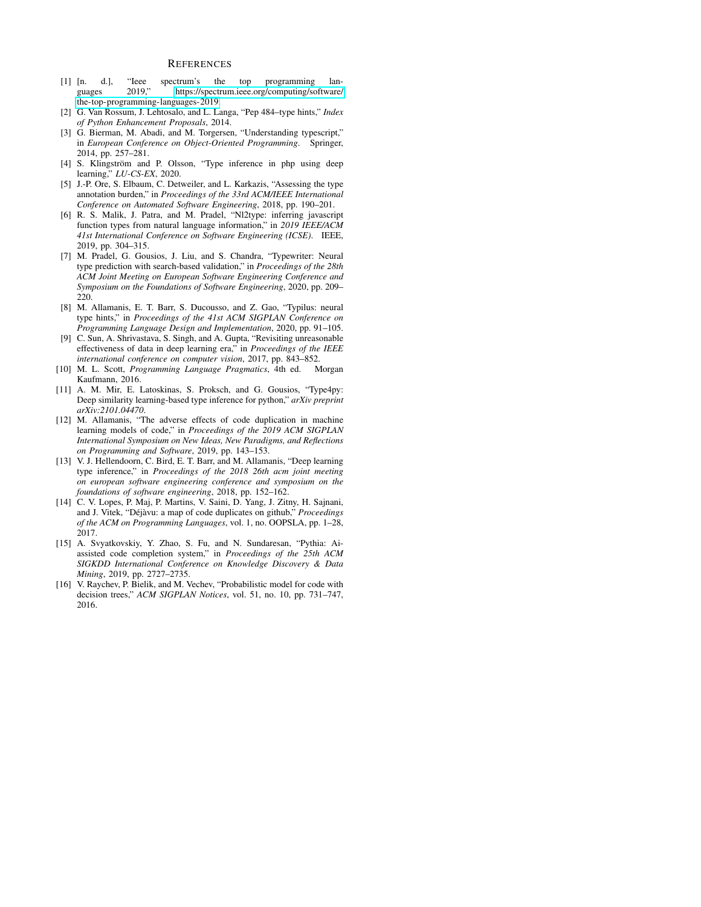## References

[1] [n. d.], "Ieee spectrum's the top programming languages 2019," https://spectrum.ieee.org/computing/software/the-top-programming-languages-2019.

[2] G. Van Rossum, J. Lehtosalo, and L. Langa, "Pep 484–type hints," *Index of Python Enhancement Proposals*, 2014.

[3] G. Bierman, M. Abadi, and M. Torgersen, "Understanding typescript," in *European Conference on Object-Oriented Programming*. Springer, 2014, pp. 257–281.

[4] S. Klingström and P. Olsson, "Type inference in php using deep learning," *LU-CS-EX*, 2020.

[5] J.-P. Ore, S. Elbaum, C. Detweiler, and L. Karkazis, "Assessing the type annotation burden," in *Proceedings of the 33rd ACM/IEEE International Conference on Automated Software Engineering*, 2018, pp. 190–201.

[6] R. S. Malik, J. Patra, and M. Pradel, "Nl2type: inferring javascript function types from natural language information," in *2019 IEEE/ACM 41st International Conference on Software Engineering (ICSE)*. IEEE, 2019, pp. 304–315.

[7] M. Pradel, G. Gousios, J. Liu, and S. Chandra, "Typewriter: Neural type prediction with search-based validation," in *Proceedings of the 28th ACM Joint Meeting on European Software Engineering Conference and Symposium on the Foundations of Software Engineering*, 2020, pp. 209–220.

[8] M. Allamanis, E. T. Barr, S. Ducousso, and Z. Gao, "Typilus: neural type hints," in *Proceedings of the 41st ACM SIGPLAN Conference on Programming Language Design and Implementation*, 2020, pp. 91–105.

[9] C. Sun, A. Shrivastava, S. Singh, and A. Gupta, "Revisiting unreasonable effectiveness of data in deep learning era," in *Proceedings of the IEEE international conference on computer vision*, 2017, pp. 843–852.

[10] M. L. Scott, *Programming Language Pragmatics*, 4th ed. Morgan Kaufmann, 2016.

[11] A. M. Mir, E. Latoskinas, S. Proksch, and G. Gousios, "Type4py: Deep similarity learning-based type inference for python," *arXiv preprint arXiv:2101.04470*.

[12] M. Allamanis, "The adverse effects of code duplication in machine learning models of code," in *Proceedings of the 2019 ACM SIGPLAN International Symposium on New Ideas, New Paradigms, and Reflections on Programming and Software*, 2019, pp. 143–153.

[13] V. J. Hellendoorn, C. Bird, E. T. Barr, and M. Allamanis, "Deep learning type inference," in *Proceedings of the 2018 26th acm joint meeting on european software engineering conference and symposium on the foundations of software engineering*, 2018, pp. 152–162.

[14] C. V. Lopes, P. Maj, P. Martins, V. Saini, D. Yang, J. Zitny, H. Sajnani, and J. Vitek, "Déjàvu: a map of code duplicates on github," *Proceedings of the ACM on Programming Languages*, vol. 1, no. OOPSLA, pp. 1–28, 2017.

[15] A. Svyatkovskiy, Y. Zhao, S. Fu, and N. Sundaresan, "Pythia: Ai-assisted code completion system," in *Proceedings of the 25th ACM SIGKDD International Conference on Knowledge Discovery & Data Mining*, 2019, pp. 2727–2735.

[16] V. Raychev, P. Bielik, and M. Vechev, "Probabilistic model for code with decision trees," *ACM SIGPLAN Notices*, vol. 51, no. 10, pp. 731–747, 2016.